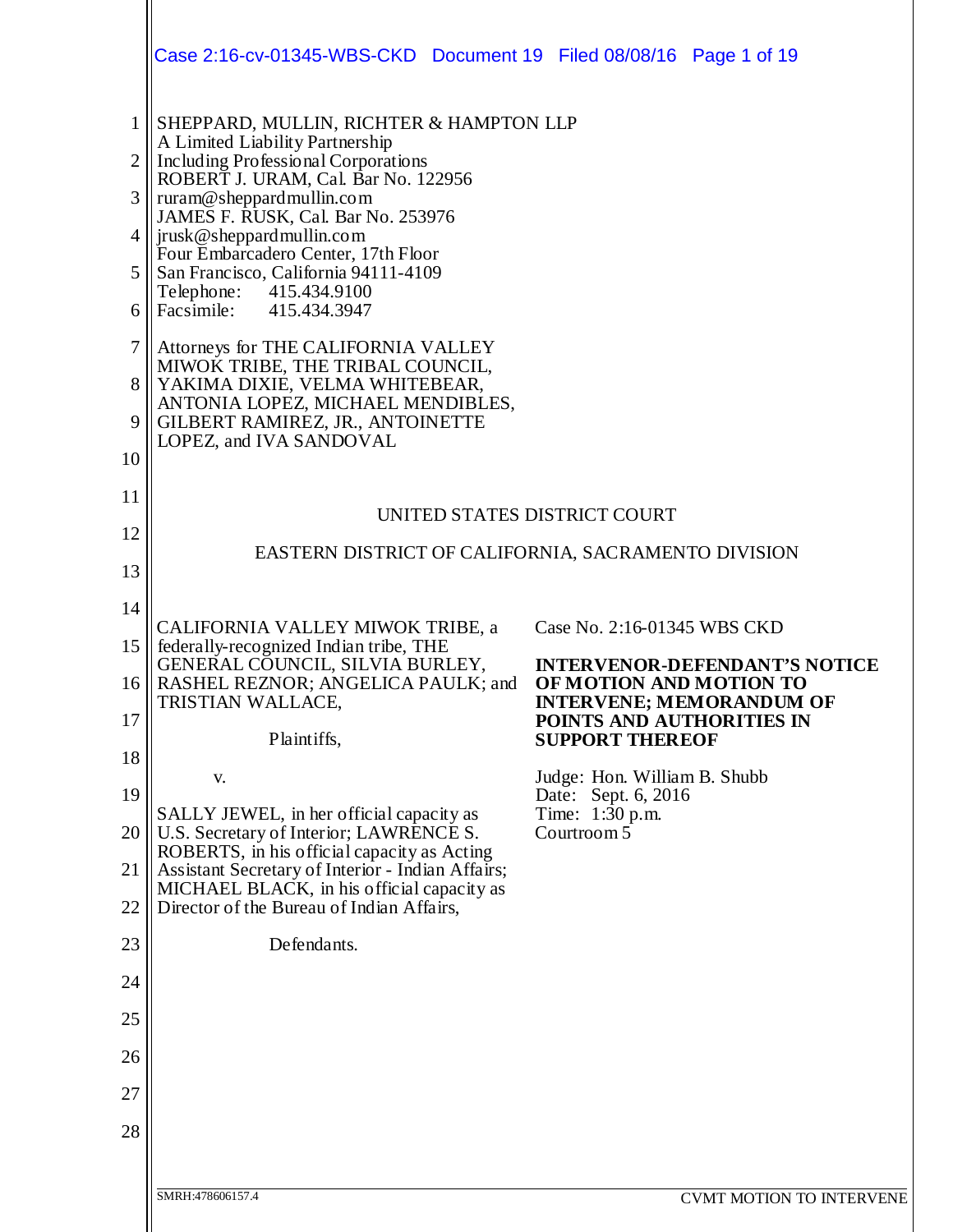SHEPPARD, MULLIN, RICHTER & HAMPTON LLP
A Limited Liability Partnership
Including Professional Corporations
ROBERT J. URAM, Cal. Bar No. 122956
ruram@sheppardmullin.com
JAMES F. RUSK, Cal. Bar No. 253976
jrusk@sheppardmullin.com
Four Embarcadero Center, 17th Floor
San Francisco, California 94111-4109
Telephone: 415.434.9100
Facsimile: 415.434.3947

Attorneys for THE CALIFORNIA VALLEY MIWOK TRIBE, THE TRIBAL COUNCIL, YAKIMA DIXIE, VELMA WHITEBEAR, ANTONIA LOPEZ, MICHAEL MENDIBLES, GILBERT RAMIREZ, JR., ANTOINETTE LOPEZ, and IVA SANDOVAL

UNITED STATES DISTRICT COURT

EASTERN DISTRICT OF CALIFORNIA, SACRAMENTO DIVISION

CALIFORNIA VALLEY MIWOK TRIBE, a federally-recognized Indian tribe, THE GENERAL COUNCIL, SILVIA BURLEY, RASHEL REZNOR; ANGELICA PAULK; and TRISTIAN WALLACE,

Plaintiffs,

v.

SALLY JEWEL, in her official capacity as U.S. Secretary of Interior; LAWRENCE S. ROBERTS, in his official capacity as Acting Assistant Secretary of Interior - Indian Affairs; MICHAEL BLACK, in his official capacity as Director of the Bureau of Indian Affairs,

Defendants.

Case No. 2:16-01345 WBS CKD

**INTERVENOR-DEFENDANT'S NOTICE OF MOTION AND MOTION TO INTERVENE; MEMORANDUM OF POINTS AND AUTHORITIES IN SUPPORT THEREOF**

Judge: Hon. William B. Shubb
Date: Sept. 6, 2016
Time: 1:30 p.m.
Courtroom 5

SMRH:478606157.4

CVMT MOTION TO INTERVENE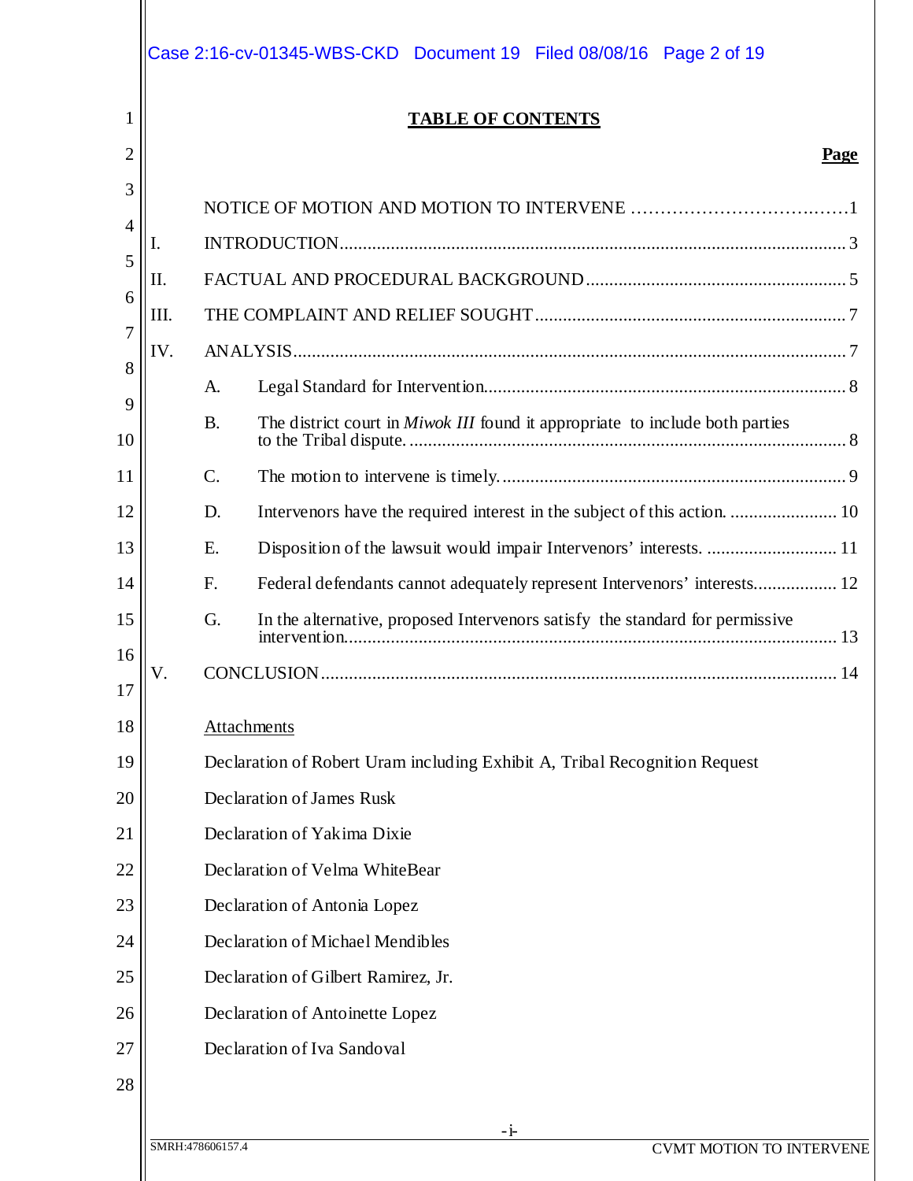# TABLE OF CONTENTS

| | | Page |
|---|---|---|
| | NOTICE OF MOTION AND MOTION TO INTERVENE | 1 |
| I. | INTRODUCTION | 3 |
| II. | FACTUAL AND PROCEDURAL BACKGROUND | 5 |
| III. | THE COMPLAINT AND RELIEF SOUGHT | 7 |
| IV. | ANALYSIS | 7 |
| | A. Legal Standard for Intervention | 8 |
| | B. The district court in *Miwok III* found it appropriate to include both parties to the Tribal dispute. | 8 |
| | C. The motion to intervene is timely. | 9 |
| | D. Intervenors have the required interest in the subject of this action. | 10 |
| | E. Disposition of the lawsuit would impair Intervenors' interests. | 11 |
| | F. Federal defendants cannot adequately represent Intervenors' interests. | 12 |
| | G. In the alternative, proposed Intervenors satisfy the standard for permissive intervention. | 13 |
| V. | CONCLUSION | 14 |

Attachments

Declaration of Robert Uram including Exhibit A, Tribal Recognition Request

Declaration of James Rusk

Declaration of Yakima Dixie

Declaration of Velma WhiteBear

Declaration of Antonia Lopez

Declaration of Michael Mendibles

Declaration of Gilbert Ramirez, Jr.

Declaration of Antoinette Lopez

Declaration of Iva Sandoval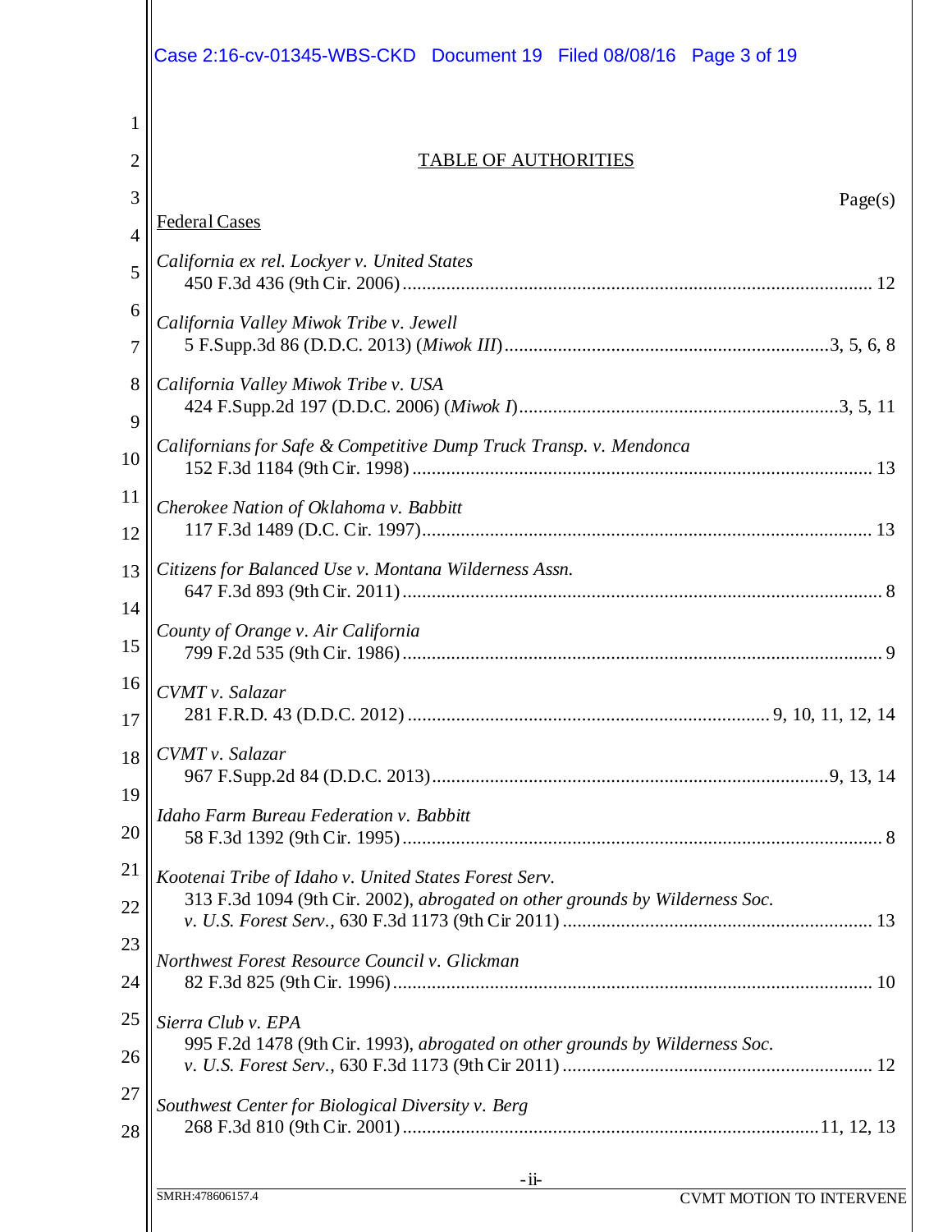## TABLE OF AUTHORITIES

Page(s)

**Federal Cases**

*California ex rel. Lockyer v. United States*
450 F.3d 436 (9th Cir. 2006) ..... 12

*California Valley Miwok Tribe v. Jewell*
5 F.Supp.3d 86 (D.D.C. 2013) (*Miwok III*) ..... 3, 5, 6, 8

*California Valley Miwok Tribe v. USA*
424 F.Supp.2d 197 (D.D.C. 2006) (*Miwok I*) ..... 3, 5, 11

*Californians for Safe & Competitive Dump Truck Transp. v. Mendonca*
152 F.3d 1184 (9th Cir. 1998) ..... 13

*Cherokee Nation of Oklahoma v. Babbitt*
117 F.3d 1489 (D.C. Cir. 1997) ..... 13

*Citizens for Balanced Use v. Montana Wilderness Assn.*
647 F.3d 893 (9th Cir. 2011) ..... 8

*County of Orange v. Air California*
799 F.2d 535 (9th Cir. 1986) ..... 9

*CVMT v. Salazar*
281 F.R.D. 43 (D.D.C. 2012) ..... 9, 10, 11, 12, 14

*CVMT v. Salazar*
967 F.Supp.2d 84 (D.D.C. 2013) ..... 9, 13, 14

*Idaho Farm Bureau Federation v. Babbitt*
58 F.3d 1392 (9th Cir. 1995) ..... 8

*Kootenai Tribe of Idaho v. United States Forest Serv.*
313 F.3d 1094 (9th Cir. 2002), *abrogated on other grounds by Wilderness Soc. v. U.S. Forest Serv.*, 630 F.3d 1173 (9th Cir 2011) ..... 13

*Northwest Forest Resource Council v. Glickman*
82 F.3d 825 (9th Cir. 1996) ..... 10

*Sierra Club v. EPA*
995 F.2d 1478 (9th Cir. 1993), *abrogated on other grounds by Wilderness Soc. v. U.S. Forest Serv.*, 630 F.3d 1173 (9th Cir 2011) ..... 12

*Southwest Center for Biological Diversity v. Berg*
268 F.3d 810 (9th Cir. 2001) ..... 11, 12, 13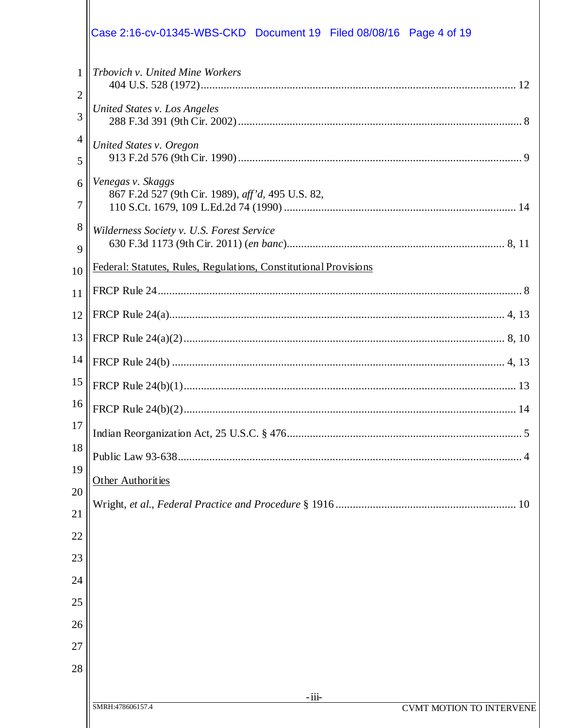*Trbovich v. United Mine Workers*
404 U.S. 528 (1972) .......... 12

*United States v. Los Angeles*
288 F.3d 391 (9th Cir. 2002) .......... 8

*United States v. Oregon*
913 F.2d 576 (9th Cir. 1990) .......... 9

*Venegas v. Skaggs*
867 F.2d 527 (9th Cir. 1989), *aff'd*, 495 U.S. 82,
110 S.Ct. 1679, 109 L.Ed.2d 74 (1990) .......... 14

*Wilderness Society v. U.S. Forest Service*
630 F.3d 1173 (9th Cir. 2011) (*en banc*) .......... 8, 11

Federal: Statutes, Rules, Regulations, Constitutional Provisions

FRCP Rule 24 .......... 8

FRCP Rule 24(a) .......... 4, 13

FRCP Rule 24(a)(2) .......... 8, 10

FRCP Rule 24(b) .......... 4, 13

FRCP Rule 24(b)(1) .......... 13

FRCP Rule 24(b)(2) .......... 14

Indian Reorganization Act, 25 U.S.C. § 476 .......... 5

Public Law 93-638 .......... 4

Other Authorities

Wright, *et al.*, *Federal Practice and Procedure* § 1916 .......... 10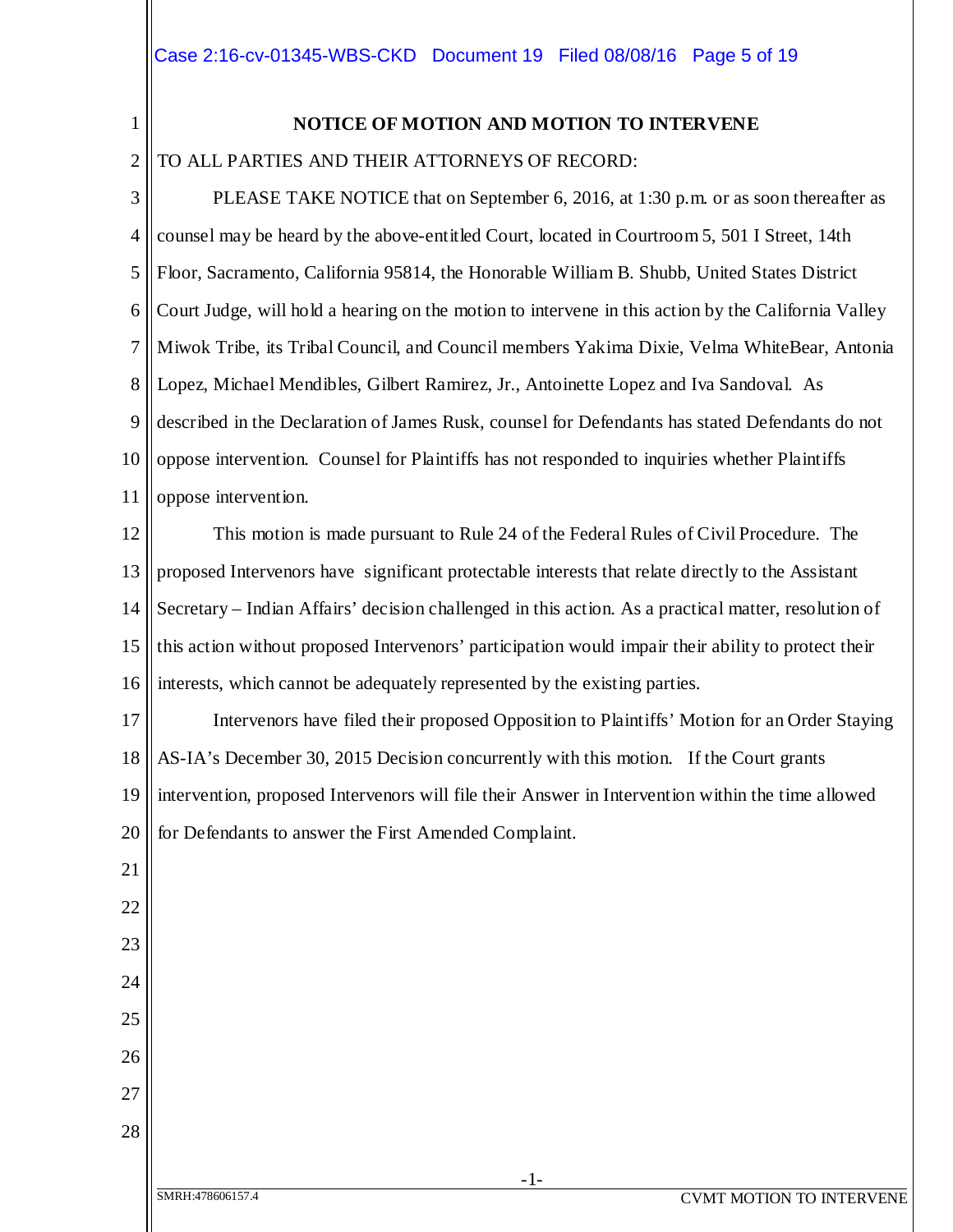## NOTICE OF MOTION AND MOTION TO INTERVENE

TO ALL PARTIES AND THEIR ATTORNEYS OF RECORD:

PLEASE TAKE NOTICE that on September 6, 2016, at 1:30 p.m. or as soon thereafter as counsel may be heard by the above-entitled Court, located in Courtroom 5, 501 I Street, 14th Floor, Sacramento, California 95814, the Honorable William B. Shubb, United States District Court Judge, will hold a hearing on the motion to intervene in this action by the California Valley Miwok Tribe, its Tribal Council, and Council members Yakima Dixie, Velma WhiteBear, Antonia Lopez, Michael Mendibles, Gilbert Ramirez, Jr., Antoinette Lopez and Iva Sandoval. As described in the Declaration of James Rusk, counsel for Defendants has stated Defendants do not oppose intervention. Counsel for Plaintiffs has not responded to inquiries whether Plaintiffs oppose intervention.

This motion is made pursuant to Rule 24 of the Federal Rules of Civil Procedure. The proposed Intervenors have significant protectable interests that relate directly to the Assistant Secretary – Indian Affairs' decision challenged in this action. As a practical matter, resolution of this action without proposed Intervenors' participation would impair their ability to protect their interests, which cannot be adequately represented by the existing parties.

Intervenors have filed their proposed Opposition to Plaintiffs' Motion for an Order Staying AS-IA's December 30, 2015 Decision concurrently with this motion. If the Court grants intervention, proposed Intervenors will file their Answer in Intervention within the time allowed for Defendants to answer the First Amended Complaint.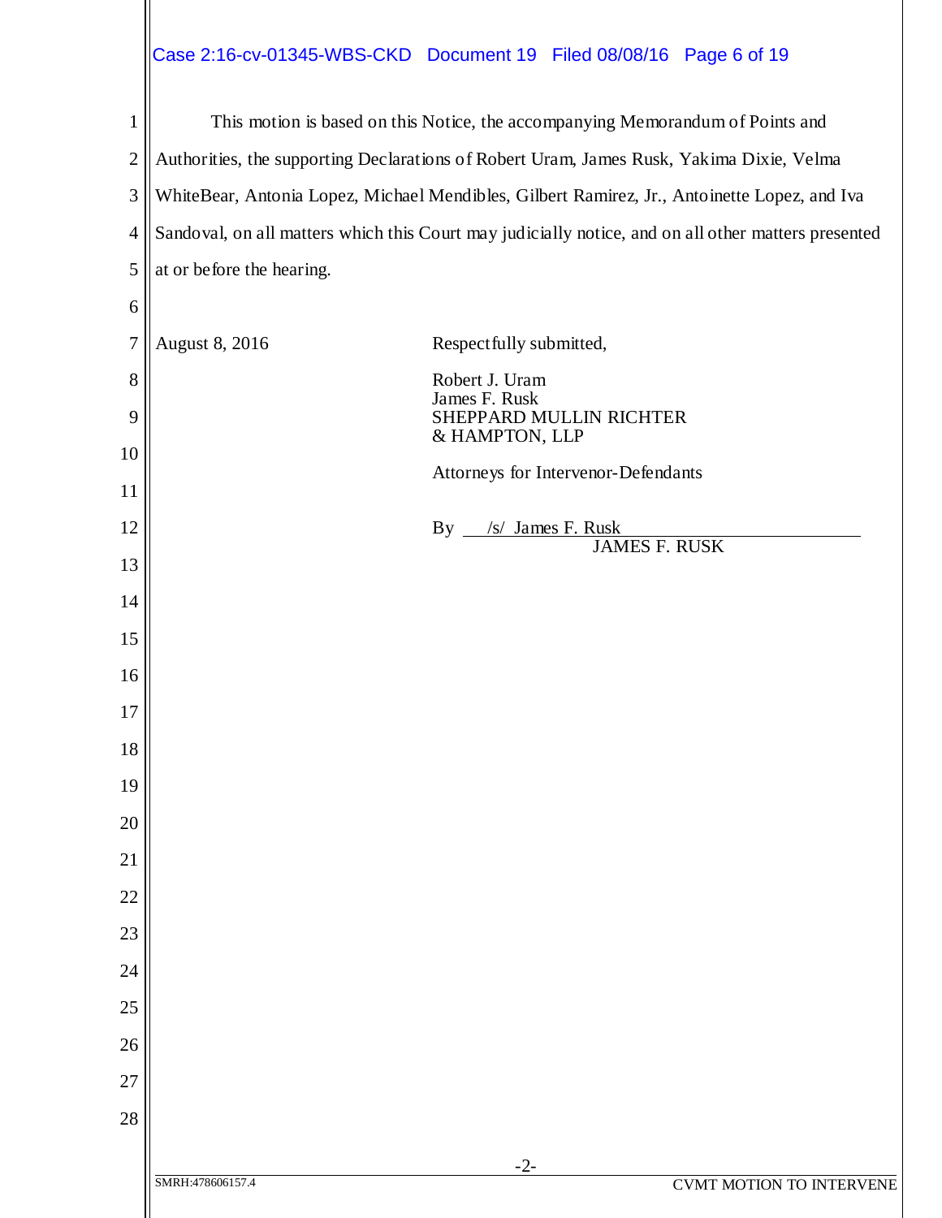This motion is based on this Notice, the accompanying Memorandum of Points and Authorities, the supporting Declarations of Robert Uram, James Rusk, Yakima Dixie, Velma WhiteBear, Antonia Lopez, Michael Mendibles, Gilbert Ramirez, Jr., Antoinette Lopez, and Iva Sandoval, on all matters which this Court may judicially notice, and on all other matters presented at or before the hearing.

August 8, 2016

Respectfully submitted,

Robert J. Uram
James F. Rusk
SHEPPARD MULLIN RICHTER & HAMPTON, LLP

Attorneys for Intervenor-Defendants

By /s/ James F. Rusk
JAMES F. RUSK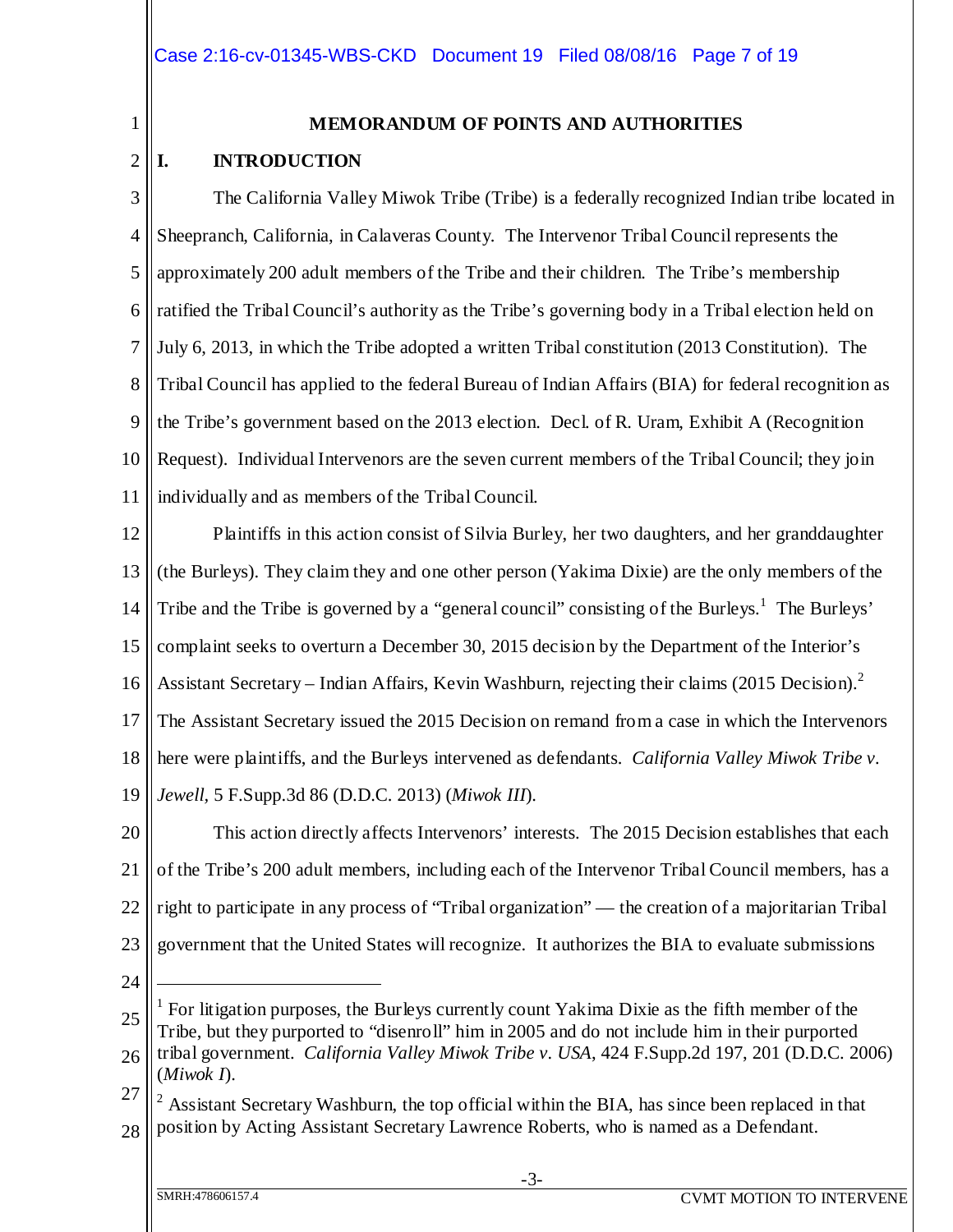## MEMORANDUM OF POINTS AND AUTHORITIES

### I. INTRODUCTION

The California Valley Miwok Tribe (Tribe) is a federally recognized Indian tribe located in Sheepranch, California, in Calaveras County. The Intervenor Tribal Council represents the approximately 200 adult members of the Tribe and their children. The Tribe's membership ratified the Tribal Council's authority as the Tribe's governing body in a Tribal election held on July 6, 2013, in which the Tribe adopted a written Tribal constitution (2013 Constitution). The Tribal Council has applied to the federal Bureau of Indian Affairs (BIA) for federal recognition as the Tribe's government based on the 2013 election. Decl. of R. Uram, Exhibit A (Recognition Request). Individual Intervenors are the seven current members of the Tribal Council; they join individually and as members of the Tribal Council.

Plaintiffs in this action consist of Silvia Burley, her two daughters, and her granddaughter (the Burleys). They claim they and one other person (Yakima Dixie) are the only members of the Tribe and the Tribe is governed by a "general council" consisting of the Burleys.[1] The Burleys' complaint seeks to overturn a December 30, 2015 decision by the Department of the Interior's Assistant Secretary – Indian Affairs, Kevin Washburn, rejecting their claims (2015 Decision).[2] The Assistant Secretary issued the 2015 Decision on remand from a case in which the Intervenors here were plaintiffs, and the Burleys intervened as defendants. *California Valley Miwok Tribe v. Jewell*, 5 F.Supp.3d 86 (D.D.C. 2013) (*Miwok III*).

This action directly affects Intervenors' interests. The 2015 Decision establishes that each of the Tribe's 200 adult members, including each of the Intervenor Tribal Council members, has a right to participate in any process of "Tribal organization" — the creation of a majoritarian Tribal government that the United States will recognize. It authorizes the BIA to evaluate submissions

---

[1] For litigation purposes, the Burleys currently count Yakima Dixie as the fifth member of the Tribe, but they purported to "disenroll" him in 2005 and do not include him in their purported tribal government. *California Valley Miwok Tribe v. USA*, 424 F.Supp.2d 197, 201 (D.D.C. 2006) (*Miwok I*).

[2] Assistant Secretary Washburn, the top official within the BIA, has since been replaced in that position by Acting Assistant Secretary Lawrence Roberts, who is named as a Defendant.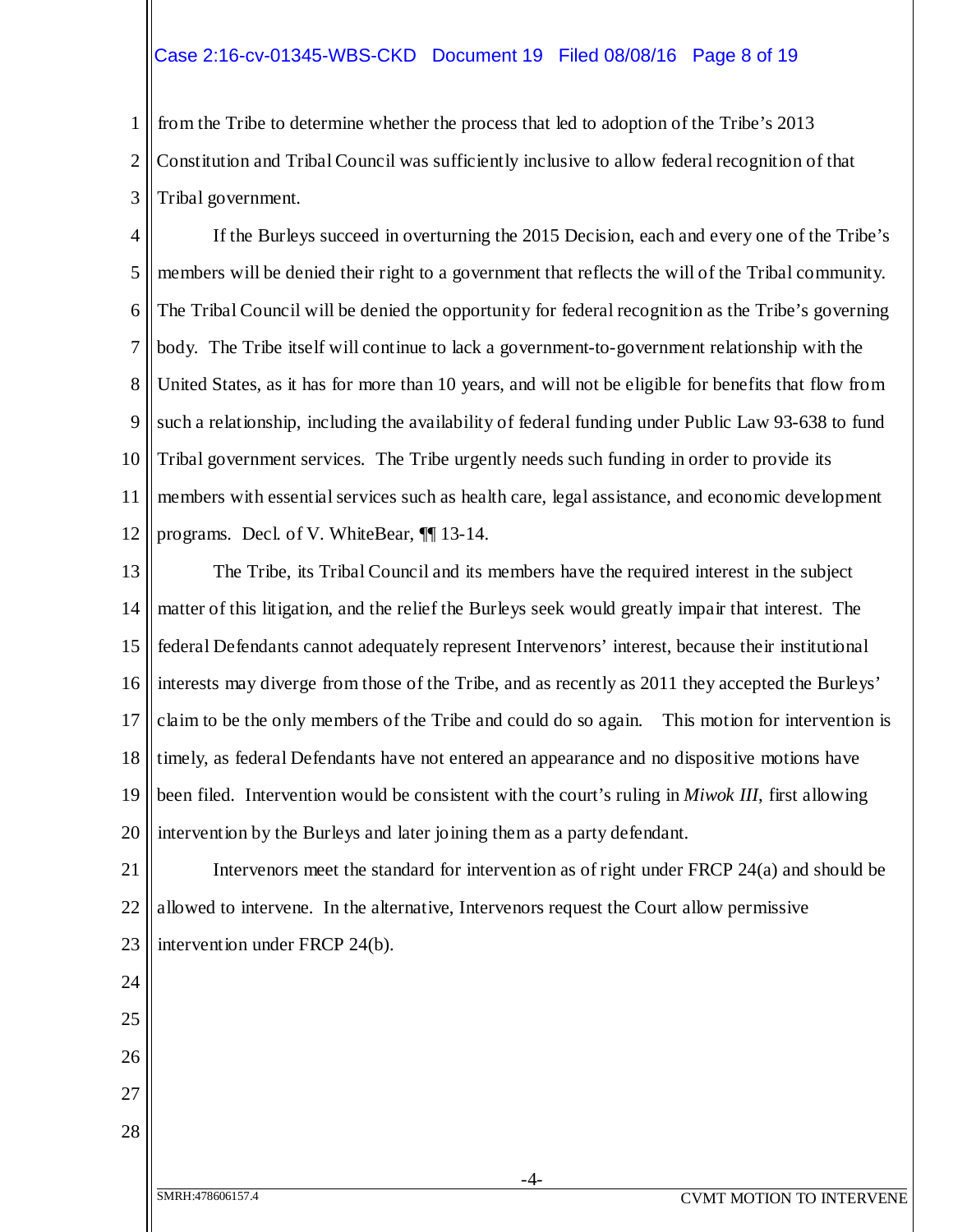from the Tribe to determine whether the process that led to adoption of the Tribe's 2013 Constitution and Tribal Council was sufficiently inclusive to allow federal recognition of that Tribal government.

If the Burleys succeed in overturning the 2015 Decision, each and every one of the Tribe's members will be denied their right to a government that reflects the will of the Tribal community. The Tribal Council will be denied the opportunity for federal recognition as the Tribe's governing body. The Tribe itself will continue to lack a government-to-government relationship with the United States, as it has for more than 10 years, and will not be eligible for benefits that flow from such a relationship, including the availability of federal funding under Public Law 93-638 to fund Tribal government services. The Tribe urgently needs such funding in order to provide its members with essential services such as health care, legal assistance, and economic development programs. Decl. of V. WhiteBear, ¶¶ 13-14.

The Tribe, its Tribal Council and its members have the required interest in the subject matter of this litigation, and the relief the Burleys seek would greatly impair that interest. The federal Defendants cannot adequately represent Intervenors' interest, because their institutional interests may diverge from those of the Tribe, and as recently as 2011 they accepted the Burleys' claim to be the only members of the Tribe and could do so again. This motion for intervention is timely, as federal Defendants have not entered an appearance and no dispositive motions have been filed. Intervention would be consistent with the court's ruling in *Miwok III*, first allowing intervention by the Burleys and later joining them as a party defendant.

Intervenors meet the standard for intervention as of right under FRCP 24(a) and should be allowed to intervene. In the alternative, Intervenors request the Court allow permissive intervention under FRCP 24(b).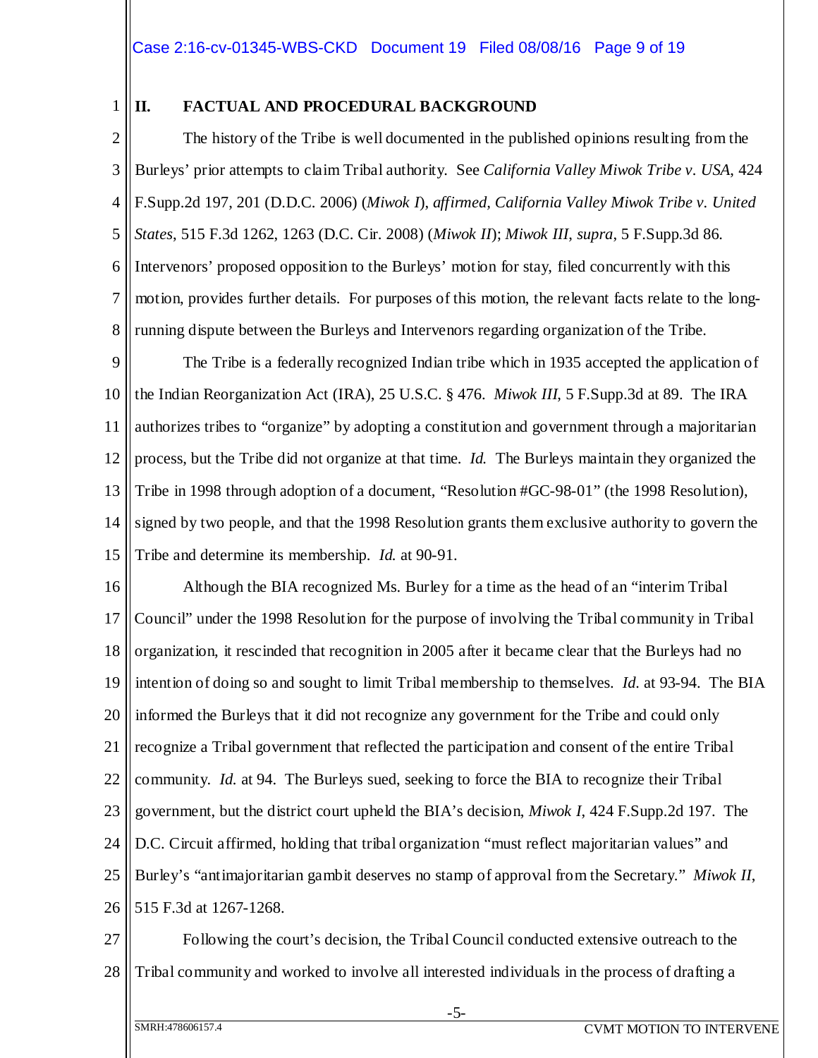## II. FACTUAL AND PROCEDURAL BACKGROUND

The history of the Tribe is well documented in the published opinions resulting from the Burleys' prior attempts to claim Tribal authority. See *California Valley Miwok Tribe v. USA*, 424 F.Supp.2d 197, 201 (D.D.C. 2006) (*Miwok I*), *affirmed, California Valley Miwok Tribe v. United States*, 515 F.3d 1262, 1263 (D.C. Cir. 2008) (*Miwok II*); *Miwok III*, *supra*, 5 F.Supp.3d 86. Intervenors' proposed opposition to the Burleys' motion for stay, filed concurrently with this motion, provides further details. For purposes of this motion, the relevant facts relate to the long-running dispute between the Burleys and Intervenors regarding organization of the Tribe.

The Tribe is a federally recognized Indian tribe which in 1935 accepted the application of the Indian Reorganization Act (IRA), 25 U.S.C. § 476. *Miwok III*, 5 F.Supp.3d at 89. The IRA authorizes tribes to "organize" by adopting a constitution and government through a majoritarian process, but the Tribe did not organize at that time. *Id.* The Burleys maintain they organized the Tribe in 1998 through adoption of a document, "Resolution #GC-98-01" (the 1998 Resolution), signed by two people, and that the 1998 Resolution grants them exclusive authority to govern the Tribe and determine its membership. *Id.* at 90-91.

Although the BIA recognized Ms. Burley for a time as the head of an "interim Tribal Council" under the 1998 Resolution for the purpose of involving the Tribal community in Tribal organization, it rescinded that recognition in 2005 after it became clear that the Burleys had no intention of doing so and sought to limit Tribal membership to themselves. *Id.* at 93-94. The BIA informed the Burleys that it did not recognize any government for the Tribe and could only recognize a Tribal government that reflected the participation and consent of the entire Tribal community. *Id.* at 94. The Burleys sued, seeking to force the BIA to recognize their Tribal government, but the district court upheld the BIA's decision, *Miwok I*, 424 F.Supp.2d 197. The D.C. Circuit affirmed, holding that tribal organization "must reflect majoritarian values" and Burley's "antimajoritarian gambit deserves no stamp of approval from the Secretary." *Miwok II*, 515 F.3d at 1267-1268.

Following the court's decision, the Tribal Council conducted extensive outreach to the Tribal community and worked to involve all interested individuals in the process of drafting a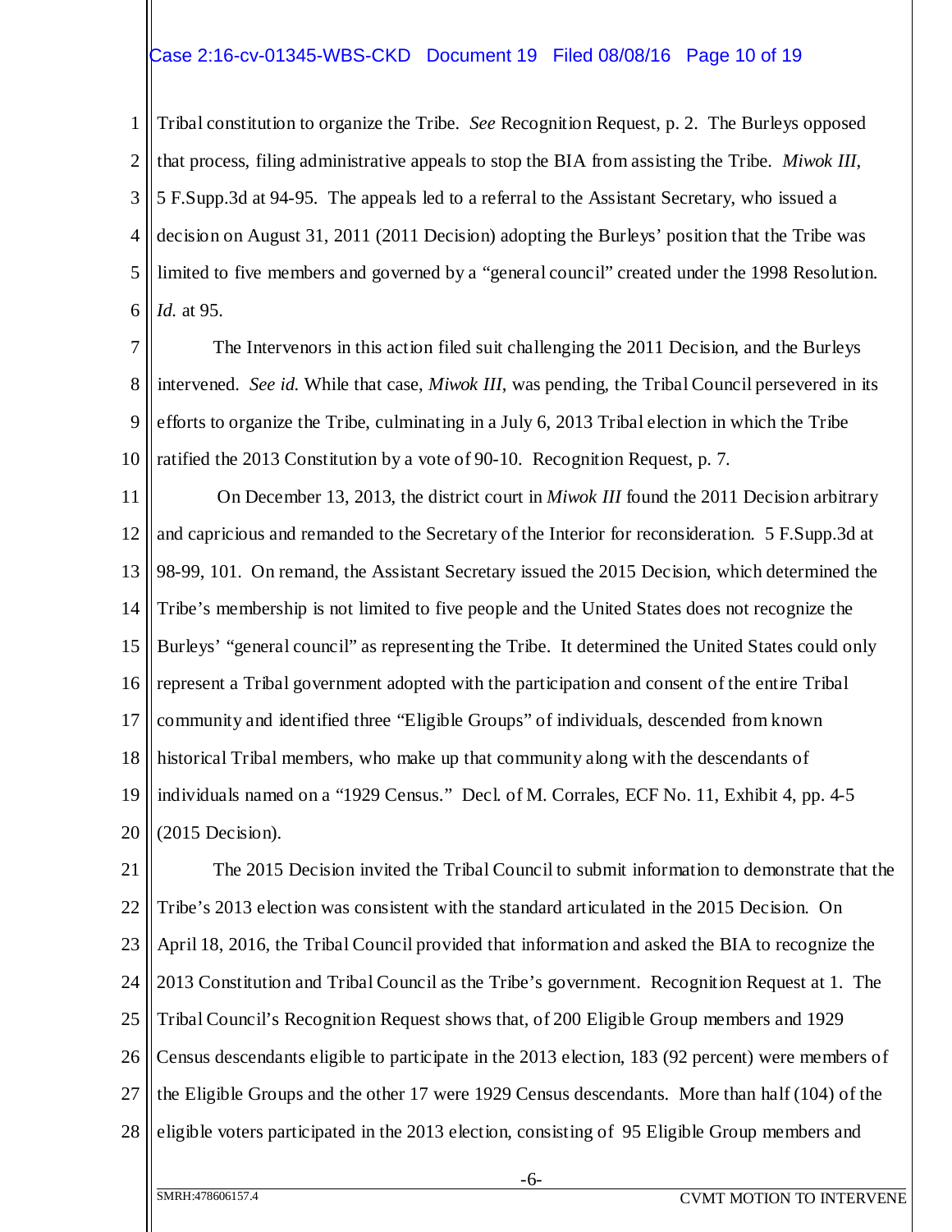Tribal constitution to organize the Tribe. *See* Recognition Request, p. 2. The Burleys opposed that process, filing administrative appeals to stop the BIA from assisting the Tribe. *Miwok III*, 5 F.Supp.3d at 94-95. The appeals led to a referral to the Assistant Secretary, who issued a decision on August 31, 2011 (2011 Decision) adopting the Burleys' position that the Tribe was limited to five members and governed by a "general council" created under the 1998 Resolution. *Id.* at 95.

The Intervenors in this action filed suit challenging the 2011 Decision, and the Burleys intervened. *See id.* While that case, *Miwok III*, was pending, the Tribal Council persevered in its efforts to organize the Tribe, culminating in a July 6, 2013 Tribal election in which the Tribe ratified the 2013 Constitution by a vote of 90-10. Recognition Request, p. 7.

On December 13, 2013, the district court in *Miwok III* found the 2011 Decision arbitrary and capricious and remanded to the Secretary of the Interior for reconsideration. 5 F.Supp.3d at 98-99, 101. On remand, the Assistant Secretary issued the 2015 Decision, which determined the Tribe's membership is not limited to five people and the United States does not recognize the Burleys' "general council" as representing the Tribe. It determined the United States could only represent a Tribal government adopted with the participation and consent of the entire Tribal community and identified three "Eligible Groups" of individuals, descended from known historical Tribal members, who make up that community along with the descendants of individuals named on a "1929 Census." Decl. of M. Corrales, ECF No. 11, Exhibit 4, pp. 4-5 (2015 Decision).

The 2015 Decision invited the Tribal Council to submit information to demonstrate that the Tribe's 2013 election was consistent with the standard articulated in the 2015 Decision. On April 18, 2016, the Tribal Council provided that information and asked the BIA to recognize the 2013 Constitution and Tribal Council as the Tribe's government. Recognition Request at 1. The Tribal Council's Recognition Request shows that, of 200 Eligible Group members and 1929 Census descendants eligible to participate in the 2013 election, 183 (92 percent) were members of the Eligible Groups and the other 17 were 1929 Census descendants. More than half (104) of the eligible voters participated in the 2013 election, consisting of 95 Eligible Group members and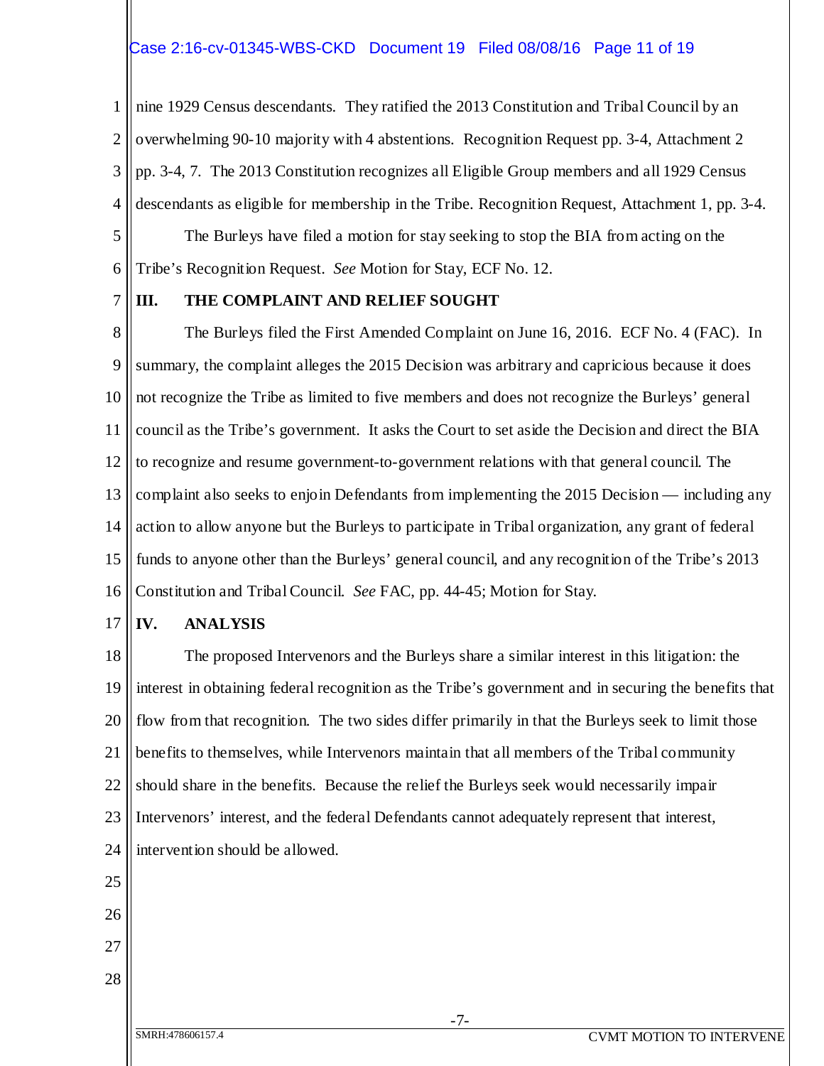nine 1929 Census descendants. They ratified the 2013 Constitution and Tribal Council by an overwhelming 90-10 majority with 4 abstentions. Recognition Request pp. 3-4, Attachment 2 pp. 3-4, 7. The 2013 Constitution recognizes all Eligible Group members and all 1929 Census descendants as eligible for membership in the Tribe. Recognition Request, Attachment 1, pp. 3-4.

The Burleys have filed a motion for stay seeking to stop the BIA from acting on the Tribe's Recognition Request. *See* Motion for Stay, ECF No. 12.

## III. THE COMPLAINT AND RELIEF SOUGHT

The Burleys filed the First Amended Complaint on June 16, 2016. ECF No. 4 (FAC). In summary, the complaint alleges the 2015 Decision was arbitrary and capricious because it does not recognize the Tribe as limited to five members and does not recognize the Burleys' general council as the Tribe's government. It asks the Court to set aside the Decision and direct the BIA to recognize and resume government-to-government relations with that general council. The complaint also seeks to enjoin Defendants from implementing the 2015 Decision — including any action to allow anyone but the Burleys to participate in Tribal organization, any grant of federal funds to anyone other than the Burleys' general council, and any recognition of the Tribe's 2013 Constitution and Tribal Council. *See* FAC, pp. 44-45; Motion for Stay.

## IV. ANALYSIS

The proposed Intervenors and the Burleys share a similar interest in this litigation: the interest in obtaining federal recognition as the Tribe's government and in securing the benefits that flow from that recognition. The two sides differ primarily in that the Burleys seek to limit those benefits to themselves, while Intervenors maintain that all members of the Tribal community should share in the benefits. Because the relief the Burleys seek would necessarily impair Intervenors' interest, and the federal Defendants cannot adequately represent that interest, intervention should be allowed.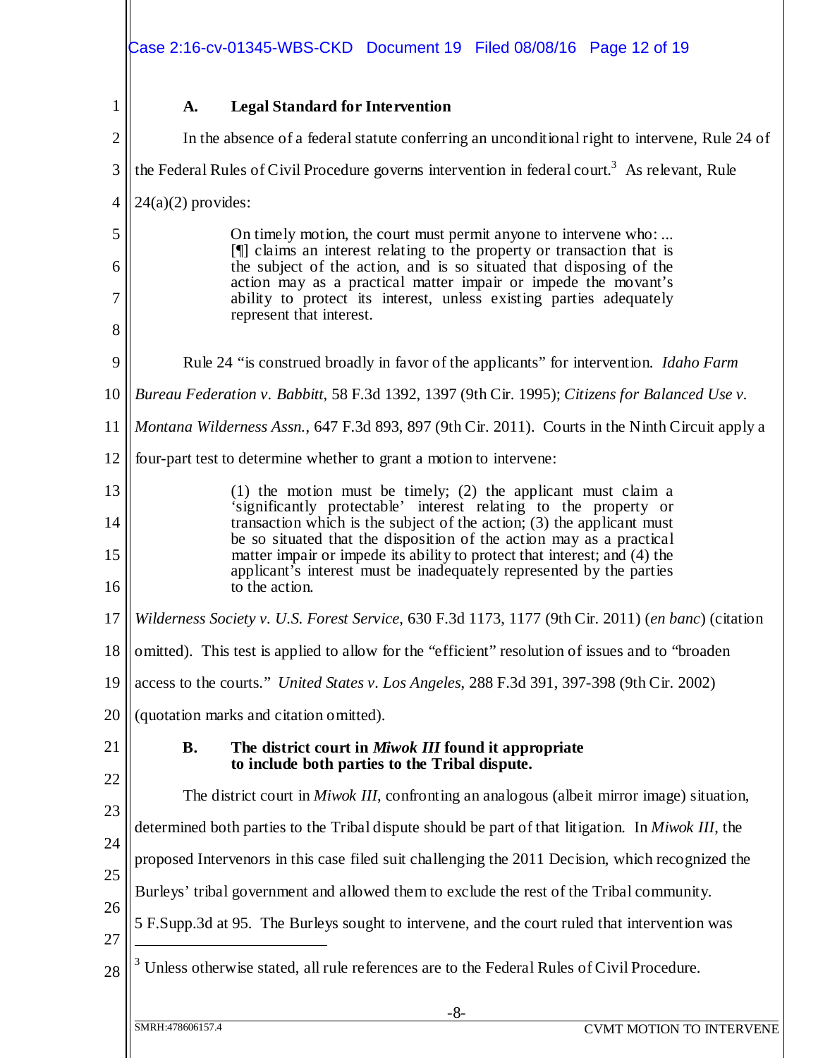### A. Legal Standard for Intervention

In the absence of a federal statute conferring an unconditional right to intervene, Rule 24 of the Federal Rules of Civil Procedure governs intervention in federal court.[3] As relevant, Rule 24(a)(2) provides:

> On timely motion, the court must permit anyone to intervene who: ... [¶] claims an interest relating to the property or transaction that is the subject of the action, and is so situated that disposing of the action may as a practical matter impair or impede the movant's ability to protect its interest, unless existing parties adequately represent that interest.

Rule 24 "is construed broadly in favor of the applicants" for intervention. *Idaho Farm Bureau Federation v. Babbitt*, 58 F.3d 1392, 1397 (9th Cir. 1995); *Citizens for Balanced Use v. Montana Wilderness Assn.*, 647 F.3d 893, 897 (9th Cir. 2011). Courts in the Ninth Circuit apply a four-part test to determine whether to grant a motion to intervene:

> (1) the motion must be timely; (2) the applicant must claim a 'significantly protectable' interest relating to the property or transaction which is the subject of the action; (3) the applicant must be so situated that the disposition of the action may as a practical matter impair or impede its ability to protect that interest; and (4) the applicant's interest must be inadequately represented by the parties to the action.

*Wilderness Society v. U.S. Forest Service*, 630 F.3d 1173, 1177 (9th Cir. 2011) (*en banc*) (citation omitted). This test is applied to allow for the "efficient" resolution of issues and to "broaden access to the courts." *United States v. Los Angeles*, 288 F.3d 391, 397-398 (9th Cir. 2002) (quotation marks and citation omitted).

### B. The district court in *Miwok III* found it appropriate to include both parties to the Tribal dispute.

The district court in *Miwok III*, confronting an analogous (albeit mirror image) situation, determined both parties to the Tribal dispute should be part of that litigation. In *Miwok III*, the proposed Intervenors in this case filed suit challenging the 2011 Decision, which recognized the Burleys' tribal government and allowed them to exclude the rest of the Tribal community. 5 F.Supp.3d at 95. The Burleys sought to intervene, and the court ruled that intervention was

---

[3] Unless otherwise stated, all rule references are to the Federal Rules of Civil Procedure.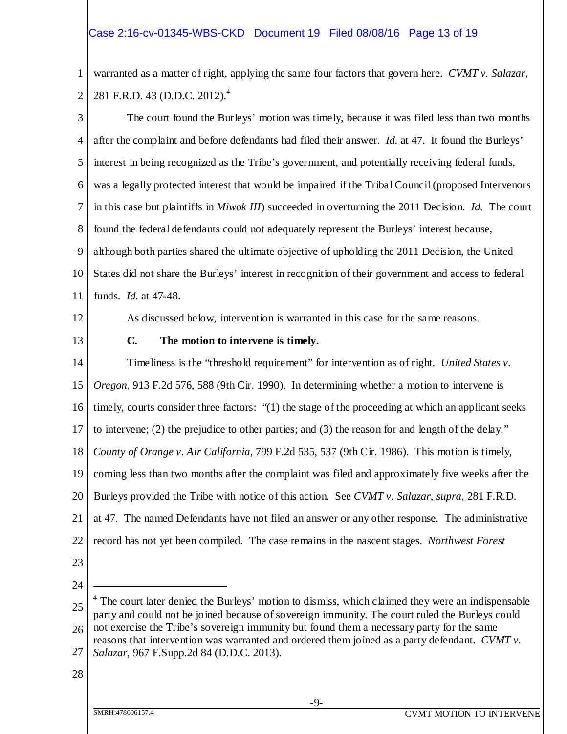warranted as a matter of right, applying the same four factors that govern here. *CVMT v. Salazar*, 281 F.R.D. 43 (D.D.C. 2012).[4]

The court found the Burleys' motion was timely, because it was filed less than two months after the complaint and before defendants had filed their answer. *Id.* at 47. It found the Burleys' interest in being recognized as the Tribe's government, and potentially receiving federal funds, was a legally protected interest that would be impaired if the Tribal Council (proposed Intervenors in this case but plaintiffs in *Miwok III*) succeeded in overturning the 2011 Decision. *Id.* The court found the federal defendants could not adequately represent the Burleys' interest because, although both parties shared the ultimate objective of upholding the 2011 Decision, the United States did not share the Burleys' interest in recognition of their government and access to federal funds. *Id.* at 47-48.

As discussed below, intervention is warranted in this case for the same reasons.

### C. The motion to intervene is timely.

Timeliness is the "threshold requirement" for intervention as of right. *United States v. Oregon*, 913 F.2d 576, 588 (9th Cir. 1990). In determining whether a motion to intervene is timely, courts consider three factors: "(1) the stage of the proceeding at which an applicant seeks to intervene; (2) the prejudice to other parties; and (3) the reason for and length of the delay." *County of Orange v. Air California*, 799 F.2d 535, 537 (9th Cir. 1986). This motion is timely, coming less than two months after the complaint was filed and approximately five weeks after the Burleys provided the Tribe with notice of this action. See *CVMT v. Salazar*, *supra*, 281 F.R.D. at 47. The named Defendants have not filed an answer or any other response. The administrative record has not yet been compiled. The case remains in the nascent stages. *Northwest Forest*

---

[4] The court later denied the Burleys' motion to dismiss, which claimed they were an indispensable party and could not be joined because of sovereign immunity. The court ruled the Burleys could not exercise the Tribe's sovereign immunity but found them a necessary party for the same reasons that intervention was warranted and ordered them joined as a party defendant. *CVMT v. Salazar*, 967 F.Supp.2d 84 (D.D.C. 2013).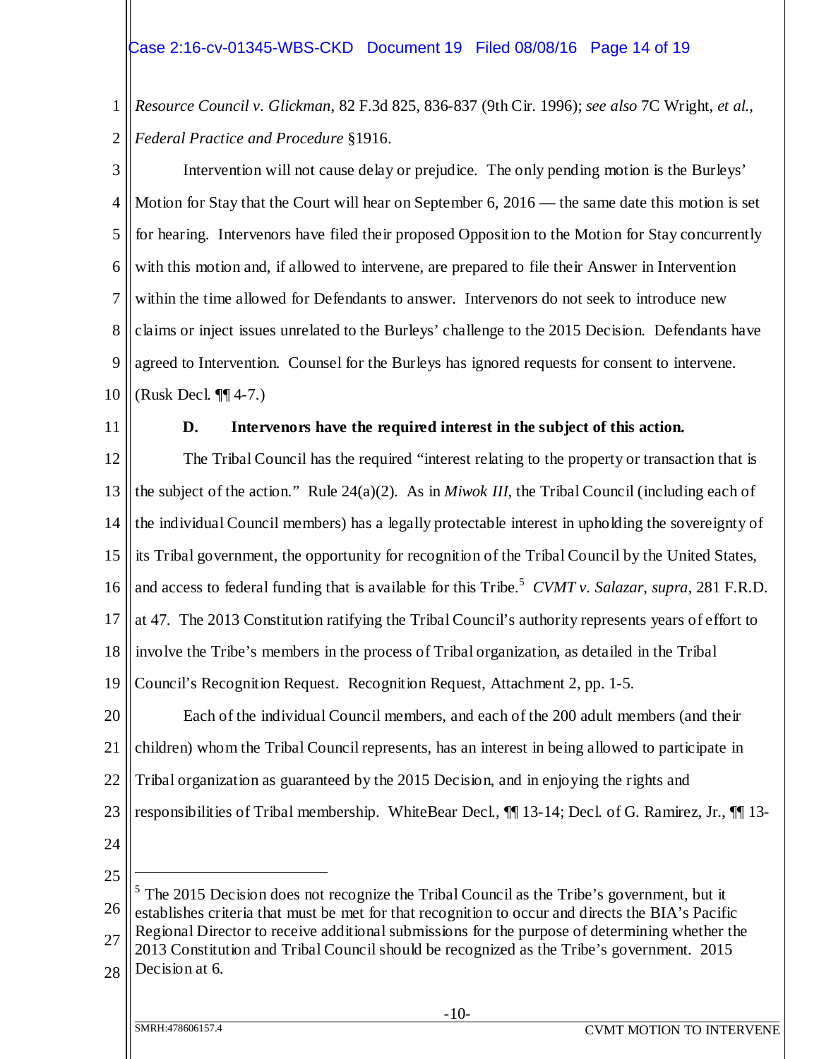*Resource Council v. Glickman*, 82 F.3d 825, 836-837 (9th Cir. 1996); *see also* 7C Wright, *et al., Federal Practice and Procedure* §1916.

Intervention will not cause delay or prejudice. The only pending motion is the Burleys' Motion for Stay that the Court will hear on September 6, 2016 — the same date this motion is set for hearing. Intervenors have filed their proposed Opposition to the Motion for Stay concurrently with this motion and, if allowed to intervene, are prepared to file their Answer in Intervention within the time allowed for Defendants to answer. Intervenors do not seek to introduce new claims or inject issues unrelated to the Burleys' challenge to the 2015 Decision. Defendants have agreed to Intervention. Counsel for the Burleys has ignored requests for consent to intervene. (Rusk Decl. ¶¶ 4-7.)

**D. Intervenors have the required interest in the subject of this action.**

The Tribal Council has the required "interest relating to the property or transaction that is the subject of the action." Rule 24(a)(2). As in *Miwok III*, the Tribal Council (including each of the individual Council members) has a legally protectable interest in upholding the sovereignty of its Tribal government, the opportunity for recognition of the Tribal Council by the United States, and access to federal funding that is available for this Tribe.[5] *CVMT v. Salazar*, *supra*, 281 F.R.D. at 47. The 2013 Constitution ratifying the Tribal Council's authority represents years of effort to involve the Tribe's members in the process of Tribal organization, as detailed in the Tribal Council's Recognition Request. Recognition Request, Attachment 2, pp. 1-5.

Each of the individual Council members, and each of the 200 adult members (and their children) whom the Tribal Council represents, has an interest in being allowed to participate in Tribal organization as guaranteed by the 2015 Decision, and in enjoying the rights and responsibilities of Tribal membership. WhiteBear Decl., ¶¶ 13-14; Decl. of G. Ramirez, Jr., ¶¶ 13-

---

[5] The 2015 Decision does not recognize the Tribal Council as the Tribe's government, but it establishes criteria that must be met for that recognition to occur and directs the BIA's Pacific Regional Director to receive additional submissions for the purpose of determining whether the 2013 Constitution and Tribal Council should be recognized as the Tribe's government. 2015 Decision at 6.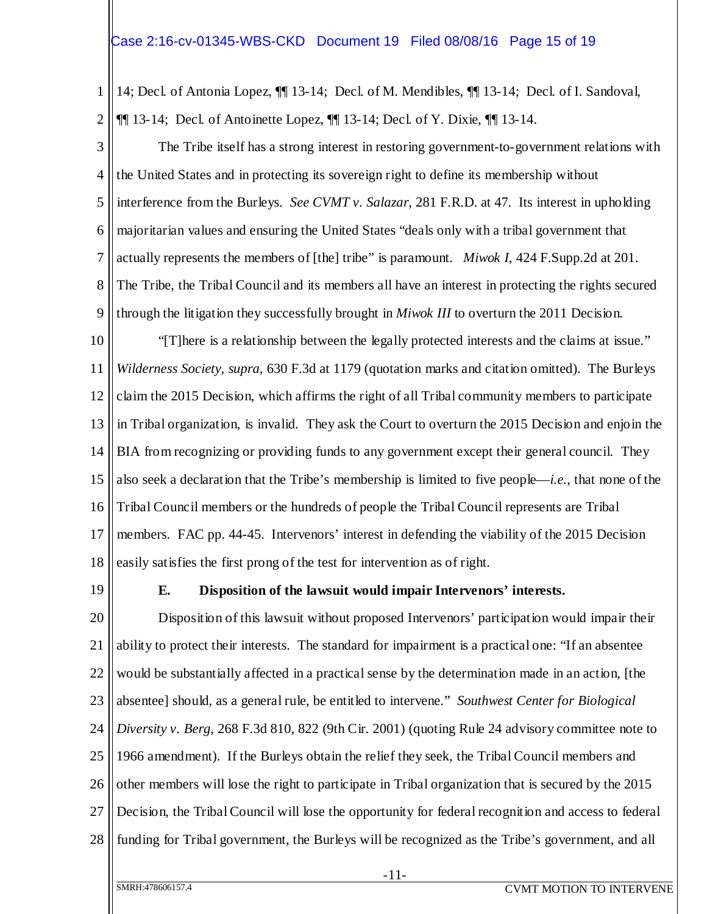14; Decl. of Antonia Lopez, ¶¶ 13-14; Decl. of M. Mendibles, ¶¶ 13-14; Decl. of I. Sandoval, ¶¶ 13-14; Decl. of Antoinette Lopez, ¶¶ 13-14; Decl. of Y. Dixie, ¶¶ 13-14.

The Tribe itself has a strong interest in restoring government-to-government relations with the United States and in protecting its sovereign right to define its membership without interference from the Burleys. *See CVMT v. Salazar*, 281 F.R.D. at 47. Its interest in upholding majoritarian values and ensuring the United States "deals only with a tribal government that actually represents the members of [the] tribe" is paramount. *Miwok I*, 424 F.Supp.2d at 201. The Tribe, the Tribal Council and its members all have an interest in protecting the rights secured through the litigation they successfully brought in *Miwok III* to overturn the 2011 Decision.

"[T]here is a relationship between the legally protected interests and the claims at issue." *Wilderness Society*, *supra*, 630 F.3d at 1179 (quotation marks and citation omitted). The Burleys claim the 2015 Decision, which affirms the right of all Tribal community members to participate in Tribal organization, is invalid. They ask the Court to overturn the 2015 Decision and enjoin the BIA from recognizing or providing funds to any government except their general council. They also seek a declaration that the Tribe's membership is limited to five people—*i.e.*, that none of the Tribal Council members or the hundreds of people the Tribal Council represents are Tribal members. FAC pp. 44-45. Intervenors' interest in defending the viability of the 2015 Decision easily satisfies the first prong of the test for intervention as of right.

### E. Disposition of the lawsuit would impair Intervenors' interests.

Disposition of this lawsuit without proposed Intervenors' participation would impair their ability to protect their interests. The standard for impairment is a practical one: "If an absentee would be substantially affected in a practical sense by the determination made in an action, [the absentee] should, as a general rule, be entitled to intervene." *Southwest Center for Biological Diversity v. Berg*, 268 F.3d 810, 822 (9th Cir. 2001) (quoting Rule 24 advisory committee note to 1966 amendment). If the Burleys obtain the relief they seek, the Tribal Council members and other members will lose the right to participate in Tribal organization that is secured by the 2015 Decision, the Tribal Council will lose the opportunity for federal recognition and access to federal funding for Tribal government, the Burleys will be recognized as the Tribe's government, and all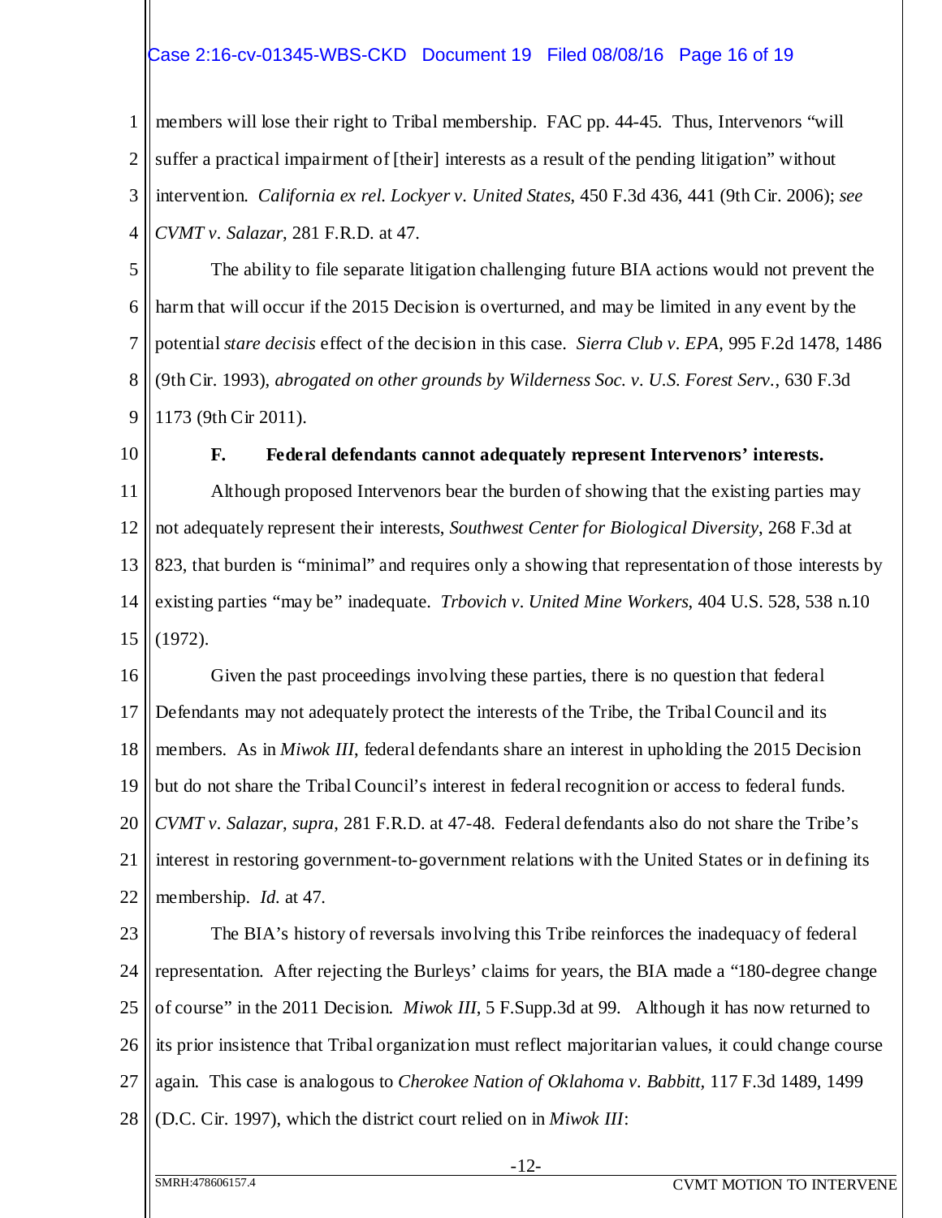members will lose their right to Tribal membership. FAC pp. 44-45. Thus, Intervenors "will suffer a practical impairment of [their] interests as a result of the pending litigation" without intervention. *California ex rel. Lockyer v. United States*, 450 F.3d 436, 441 (9th Cir. 2006); *see CVMT v. Salazar*, 281 F.R.D. at 47.

The ability to file separate litigation challenging future BIA actions would not prevent the harm that will occur if the 2015 Decision is overturned, and may be limited in any event by the potential *stare decisis* effect of the decision in this case. *Sierra Club v. EPA*, 995 F.2d 1478, 1486 (9th Cir. 1993), *abrogated on other grounds by Wilderness Soc. v. U.S. Forest Serv.*, 630 F.3d 1173 (9th Cir 2011).

### F. Federal defendants cannot adequately represent Intervenors' interests.

Although proposed Intervenors bear the burden of showing that the existing parties may not adequately represent their interests, *Southwest Center for Biological Diversity*, 268 F.3d at 823, that burden is "minimal" and requires only a showing that representation of those interests by existing parties "may be" inadequate. *Trbovich v. United Mine Workers*, 404 U.S. 528, 538 n.10 (1972).

Given the past proceedings involving these parties, there is no question that federal Defendants may not adequately protect the interests of the Tribe, the Tribal Council and its members. As in *Miwok III*, federal defendants share an interest in upholding the 2015 Decision but do not share the Tribal Council's interest in federal recognition or access to federal funds. *CVMT v. Salazar*, *supra*, 281 F.R.D. at 47-48. Federal defendants also do not share the Tribe's interest in restoring government-to-government relations with the United States or in defining its membership. *Id.* at 47.

The BIA's history of reversals involving this Tribe reinforces the inadequacy of federal representation. After rejecting the Burleys' claims for years, the BIA made a "180-degree change of course" in the 2011 Decision. *Miwok III*, 5 F.Supp.3d at 99. Although it has now returned to its prior insistence that Tribal organization must reflect majoritarian values, it could change course again. This case is analogous to *Cherokee Nation of Oklahoma v. Babbitt*, 117 F.3d 1489, 1499 (D.C. Cir. 1997), which the district court relied on in *Miwok III*: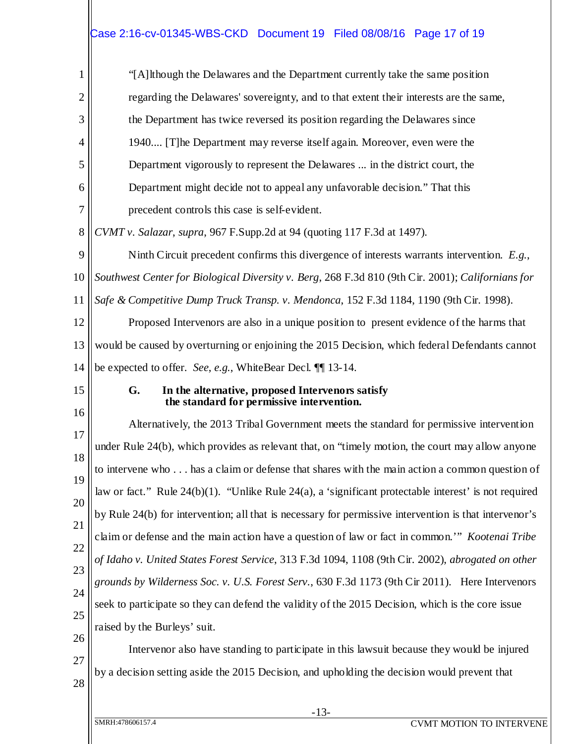> "[A]lthough the Delawares and the Department currently take the same position regarding the Delawares' sovereignty, and to that extent their interests are the same, the Department has twice reversed its position regarding the Delawares since 1940.... [T]he Department may reverse itself again. Moreover, even were the Department vigorously to represent the Delawares ... in the district court, the Department might decide not to appeal any unfavorable decision." That this precedent controls this case is self-evident.

*CVMT v. Salazar*, *supra*, 967 F.Supp.2d at 94 (quoting 117 F.3d at 1497).

Ninth Circuit precedent confirms this divergence of interests warrants intervention. *E.g.*, *Southwest Center for Biological Diversity v. Berg*, 268 F.3d 810 (9th Cir. 2001); *Californians for Safe & Competitive Dump Truck Transp. v. Mendonca*, 152 F.3d 1184, 1190 (9th Cir. 1998).

Proposed Intervenors are also in a unique position to present evidence of the harms that would be caused by overturning or enjoining the 2015 Decision, which federal Defendants cannot be expected to offer. *See*, *e.g.*, WhiteBear Decl. ¶¶ 13-14.

### G. In the alternative, proposed Intervenors satisfy the standard for permissive intervention.

Alternatively, the 2013 Tribal Government meets the standard for permissive intervention under Rule 24(b), which provides as relevant that, on "timely motion, the court may allow anyone to intervene who . . . has a claim or defense that shares with the main action a common question of law or fact." Rule 24(b)(1). "Unlike Rule 24(a), a 'significant protectable interest' is not required by Rule 24(b) for intervention; all that is necessary for permissive intervention is that intervenor's claim or defense and the main action have a question of law or fact in common.'" *Kootenai Tribe of Idaho v. United States Forest Service*, 313 F.3d 1094, 1108 (9th Cir. 2002), *abrogated on other grounds by Wilderness Soc. v. U.S. Forest Serv.*, 630 F.3d 1173 (9th Cir 2011). Here Intervenors seek to participate so they can defend the validity of the 2015 Decision, which is the core issue raised by the Burleys' suit.

Intervenor also have standing to participate in this lawsuit because they would be injured by a decision setting aside the 2015 Decision, and upholding the decision would prevent that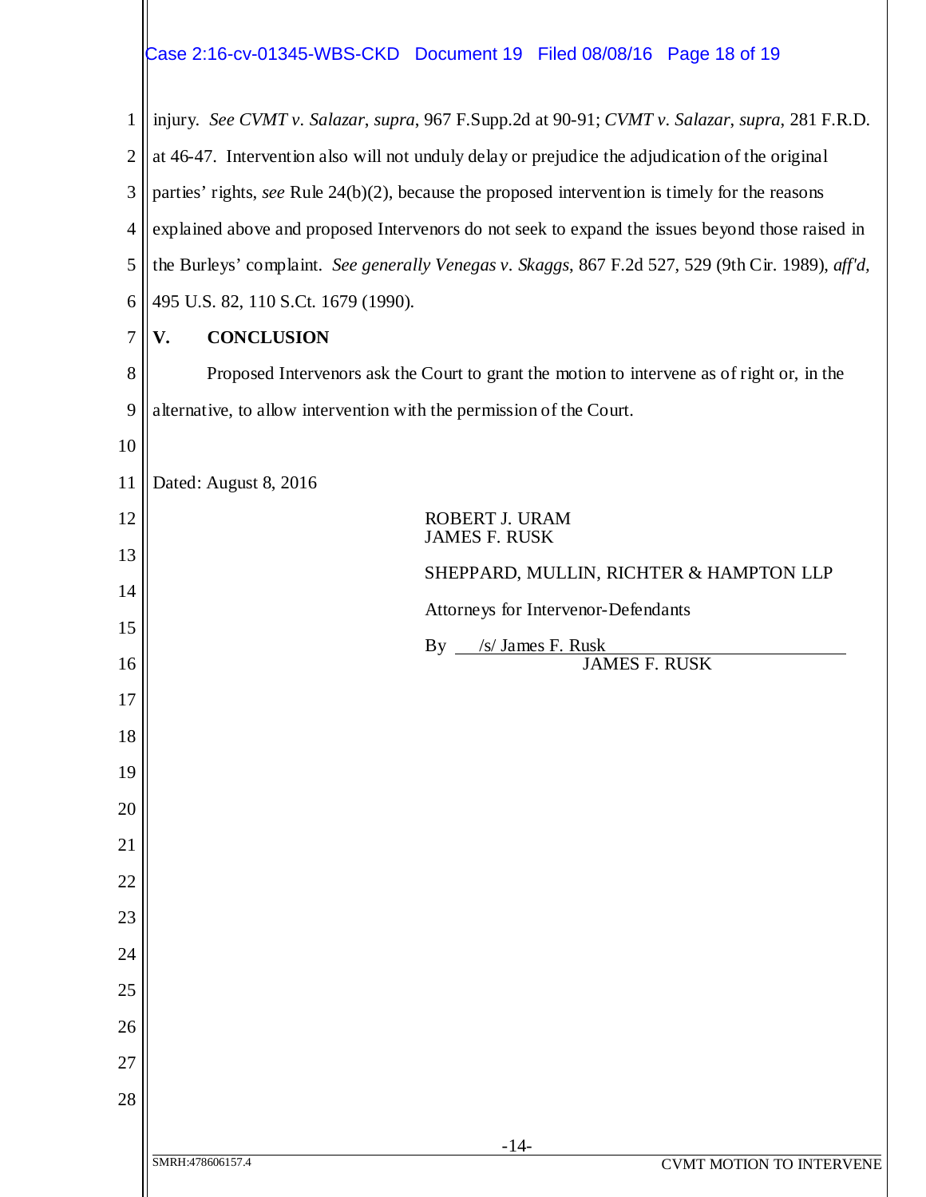injury. *See CVMT v. Salazar*, *supra*, 967 F.Supp.2d at 90-91; *CVMT v. Salazar*, *supra*, 281 F.R.D. at 46-47. Intervention also will not unduly delay or prejudice the adjudication of the original parties' rights, *see* Rule 24(b)(2), because the proposed intervention is timely for the reasons explained above and proposed Intervenors do not seek to expand the issues beyond those raised in the Burleys' complaint. *See generally Venegas v. Skaggs*, 867 F.2d 527, 529 (9th Cir. 1989), *aff'd,* 495 U.S. 82, 110 S.Ct. 1679 (1990).

## V. CONCLUSION

Proposed Intervenors ask the Court to grant the motion to intervene as of right or, in the alternative, to allow intervention with the permission of the Court.

Dated: August 8, 2016

ROBERT J. URAM
JAMES F. RUSK

SHEPPARD, MULLIN, RICHTER & HAMPTON LLP

Attorneys for Intervenor-Defendants

By /s/ James F. Rusk
JAMES F. RUSK

SMRH:478606157.4

CVMT MOTION TO INTERVENE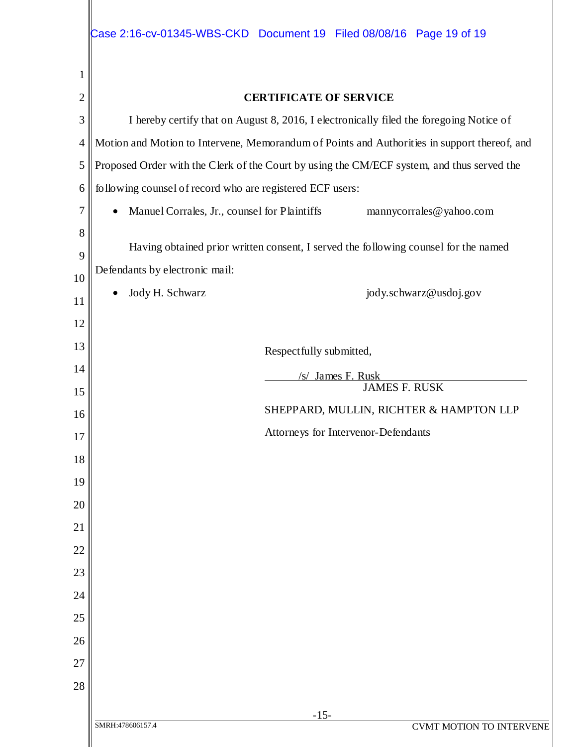## CERTIFICATE OF SERVICE

I hereby certify that on August 8, 2016, I electronically filed the foregoing Notice of Motion and Motion to Intervene, Memorandum of Points and Authorities in support thereof, and Proposed Order with the Clerk of the Court by using the CM/ECF system, and thus served the following counsel of record who are registered ECF users:

- Manuel Corrales, Jr., counsel for Plaintiffs mannycorrales@yahoo.com

Having obtained prior written consent, I served the following counsel for the named Defendants by electronic mail:

- Jody H. Schwarz jody.schwarz@usdoj.gov

Respectfully submitted,

/s/ James F. Rusk
JAMES F. RUSK

SHEPPARD, MULLIN, RICHTER & HAMPTON LLP

Attorneys for Intervenor-Defendants